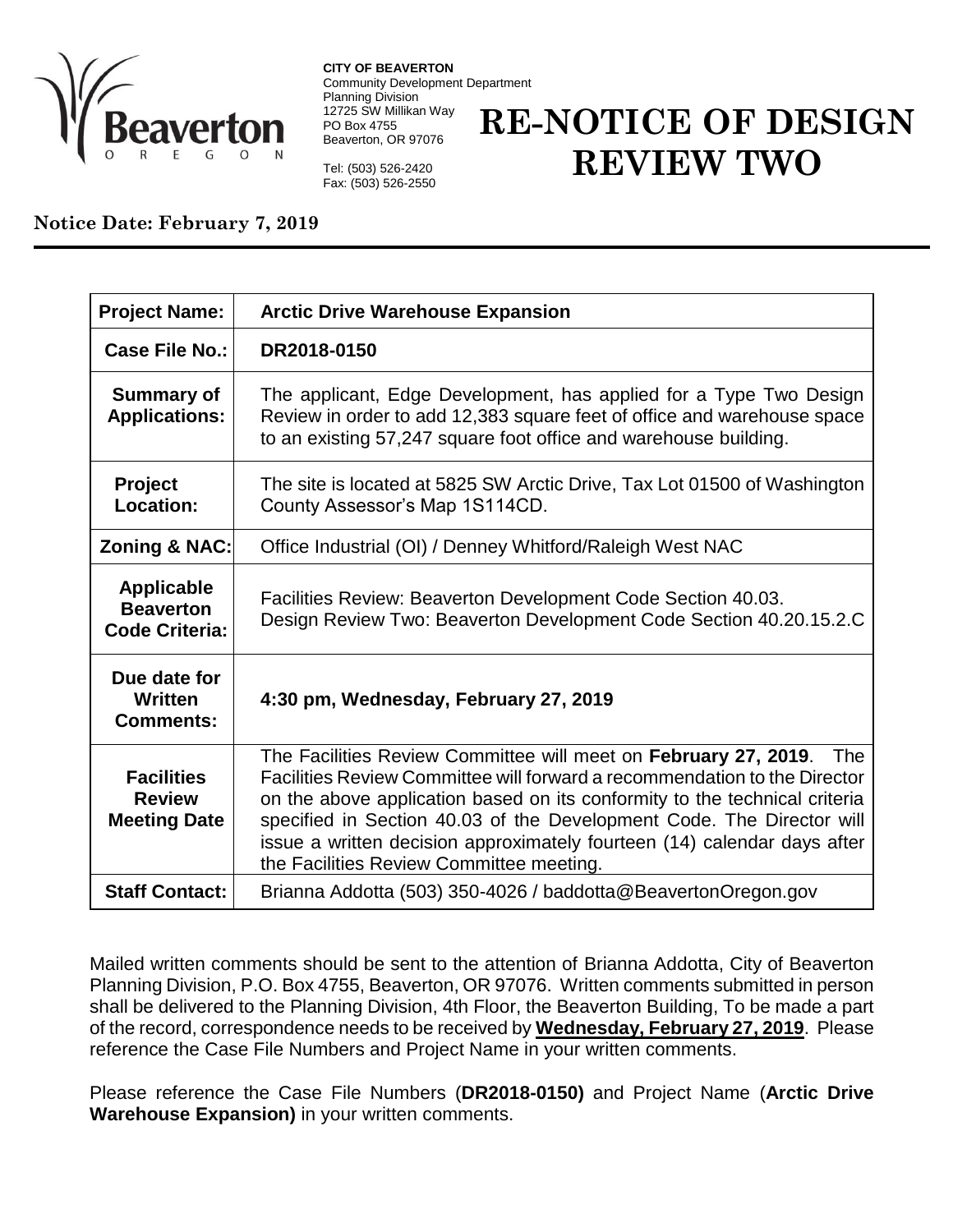**CITY OF BEAVERTON**
Community Development Department
Planning Division
12725 SW Millikan Way
PO Box 4755
Beaverton, OR 97076

Tel: (503) 526-2420
Fax: (503) 526-2550

# RE-NOTICE OF DESIGN REVIEW TWO

**Notice Date: February 7, 2019**

| | |
|---|---|
| **Project Name:** | **Arctic Drive Warehouse Expansion** |
| **Case File No.:** | **DR2018-0150** |
| **Summary of Applications:** | The applicant, Edge Development, has applied for a Type Two Design Review in order to add 12,383 square feet of office and warehouse space to an existing 57,247 square foot office and warehouse building. |
| **Project Location:** | The site is located at 5825 SW Arctic Drive, Tax Lot 01500 of Washington County Assessor's Map 1S114CD. |
| **Zoning & NAC:** | Office Industrial (OI) / Denney Whitford/Raleigh West NAC |
| **Applicable Beaverton Code Criteria:** | Facilities Review: Beaverton Development Code Section 40.03.<br>Design Review Two: Beaverton Development Code Section 40.20.15.2.C |
| **Due date for Written Comments:** | **4:30 pm, Wednesday, February 27, 2019** |
| **Facilities Review Meeting Date** | The Facilities Review Committee will meet on **February 27, 2019**. The Facilities Review Committee will forward a recommendation to the Director on the above application based on its conformity to the technical criteria specified in Section 40.03 of the Development Code. The Director will issue a written decision approximately fourteen (14) calendar days after the Facilities Review Committee meeting. |
| **Staff Contact:** | Brianna Addotta (503) 350-4026 / baddotta@BeavertonOregon.gov |

Mailed written comments should be sent to the attention of Brianna Addotta, City of Beaverton Planning Division, P.O. Box 4755, Beaverton, OR 97076. Written comments submitted in person shall be delivered to the Planning Division, 4th Floor, the Beaverton Building, To be made a part of the record, correspondence needs to be received by **Wednesday, February 27, 2019**. Please reference the Case File Numbers and Project Name in your written comments.

Please reference the Case File Numbers (**DR2018-0150)** and Project Name (**Arctic Drive Warehouse Expansion)** in your written comments.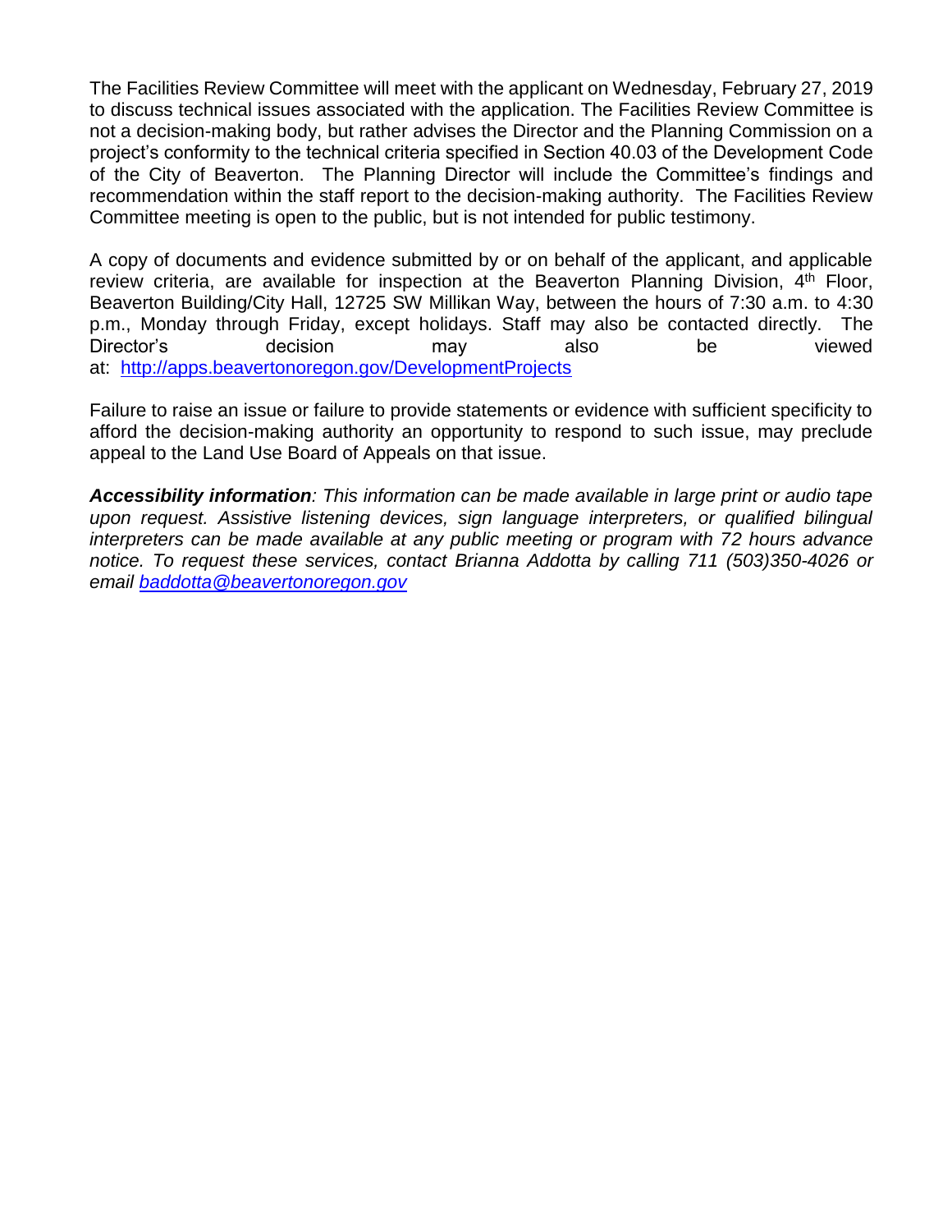The Facilities Review Committee will meet with the applicant on Wednesday, February 27, 2019 to discuss technical issues associated with the application. The Facilities Review Committee is not a decision-making body, but rather advises the Director and the Planning Commission on a project's conformity to the technical criteria specified in Section 40.03 of the Development Code of the City of Beaverton. The Planning Director will include the Committee's findings and recommendation within the staff report to the decision-making authority. The Facilities Review Committee meeting is open to the public, but is not intended for public testimony.

A copy of documents and evidence submitted by or on behalf of the applicant, and applicable review criteria, are available for inspection at the Beaverton Planning Division, 4th Floor, Beaverton Building/City Hall, 12725 SW Millikan Way, between the hours of 7:30 a.m. to 4:30 p.m., Monday through Friday, except holidays. Staff may also be contacted directly. The Director's decision may also be viewed at: [http://apps.beavertonoregon.gov/DevelopmentProjects](http://apps.beavertonoregon.gov/DevelopmentProjects)

Failure to raise an issue or failure to provide statements or evidence with sufficient specificity to afford the decision-making authority an opportunity to respond to such issue, may preclude appeal to the Land Use Board of Appeals on that issue.

***Accessibility information**: This information can be made available in large print or audio tape upon request. Assistive listening devices, sign language interpreters, or qualified bilingual interpreters can be made available at any public meeting or program with 72 hours advance notice. To request these services, contact Brianna Addotta by calling 711 (503)350-4026 or email [baddotta@beavertonoregon.gov](mailto:baddotta@beavertonoregon.gov)*